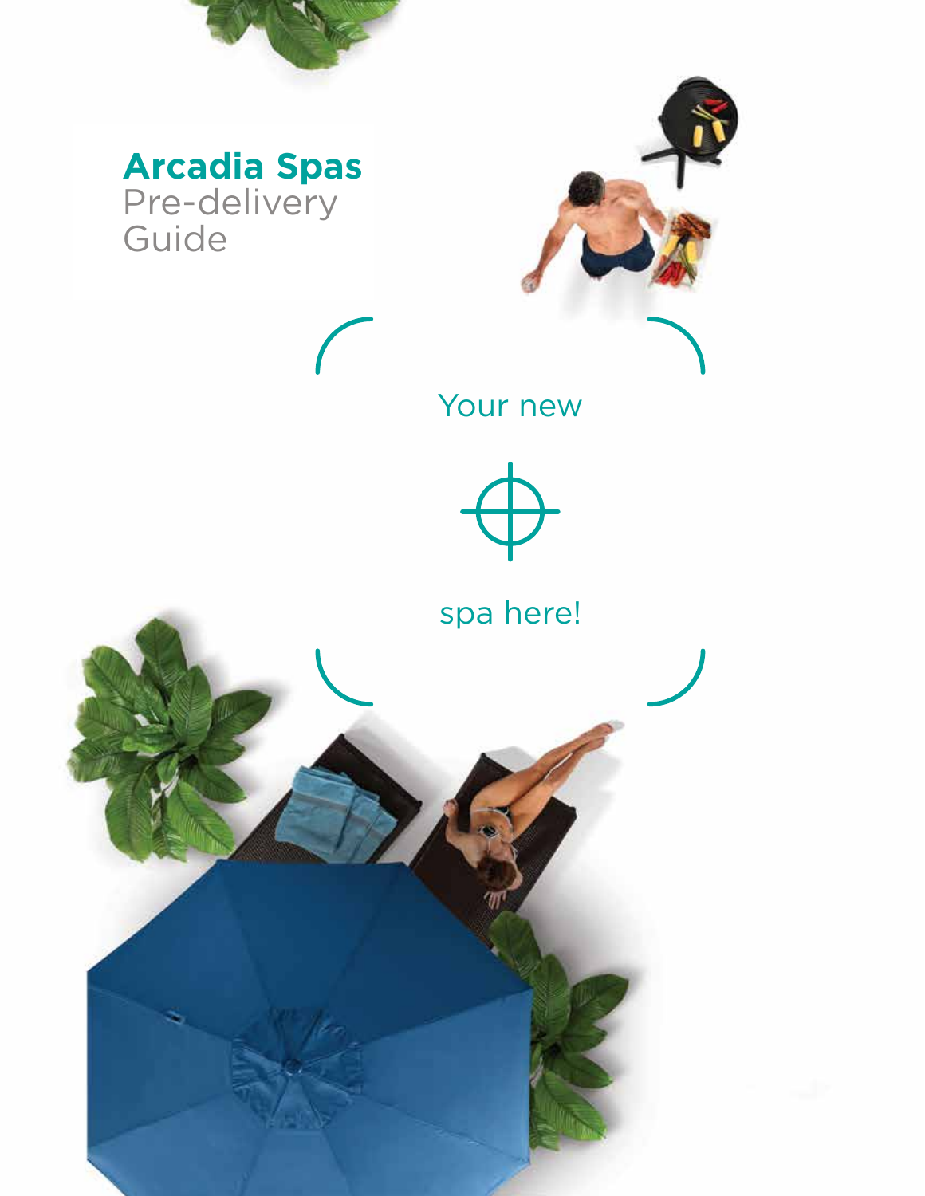# Arcadia Spas

Pre-delivery Guide

Your new

spa here!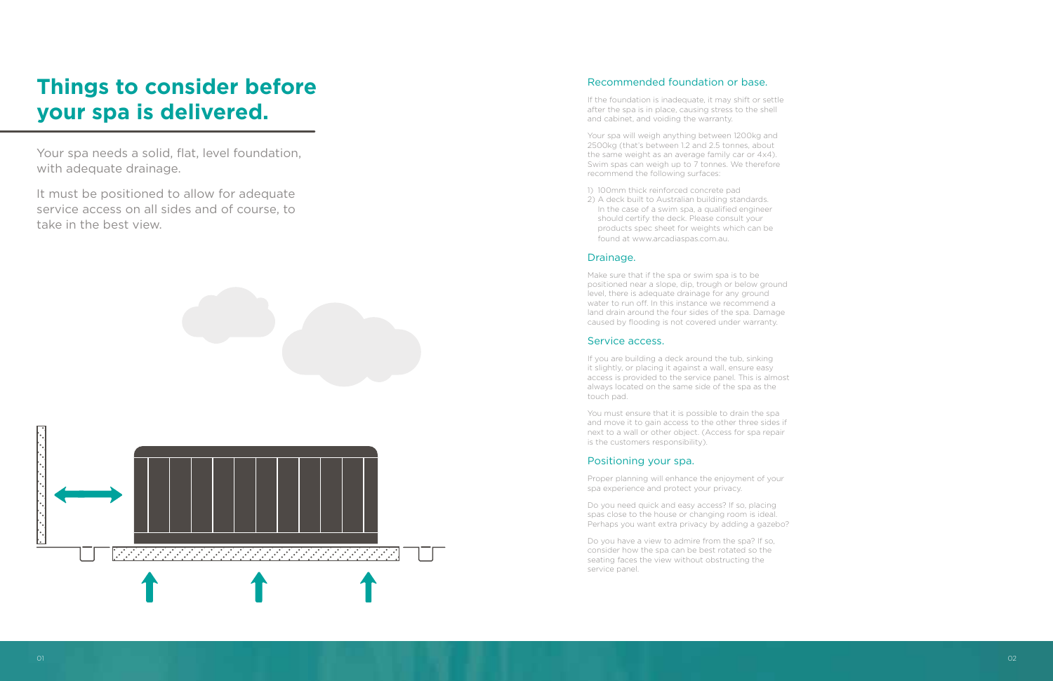# Things to consider before your spa is delivered.

Your spa needs a solid, flat, level foundation, with adequate drainage.

It must be positioned to allow for adequate service access on all sides and of course, to take in the best view.

## Recommended foundation or base.

If the foundation is inadequate, it may shift or settle after the spa is in place, causing stress to the shell and cabinet, and voiding the warranty.

Your spa will weigh anything between 1200kg and 2500kg (that's between 1.2 and 2.5 tonnes, about the same weight as an average family car or 4x4). Swim spas can weigh up to 7 tonnes. We therefore recommend the following surfaces:

1) 100mm thick reinforced concrete pad
2) A deck built to Australian building standards. In the case of a swim spa, a qualified engineer should certify the deck. Please consult your products spec sheet for weights which can be found at www.arcadiaspas.com.au.

## Drainage.

Make sure that if the spa or swim spa is to be positioned near a slope, dip, trough or below ground level, there is adequate drainage for any ground water to run off. In this instance we recommend a land drain around the four sides of the spa. Damage caused by flooding is not covered under warranty.

## Service access.

If you are building a deck around the tub, sinking it slightly, or placing it against a wall, ensure easy access is provided to the service panel. This is almost always located on the same side of the spa as the touch pad.

You must ensure that it is possible to drain the spa and move it to gain access to the other three sides if next to a wall or other object. (Access for spa repair is the customers responsibility).

## Positioning your spa.

Proper planning will enhance the enjoyment of your spa experience and protect your privacy.

Do you need quick and easy access? If so, placing spas close to the house or changing room is ideal. Perhaps you want extra privacy by adding a gazebo?

Do you have a view to admire from the spa? If so, consider how the spa can be best rotated so the seating faces the view without obstructing the service panel.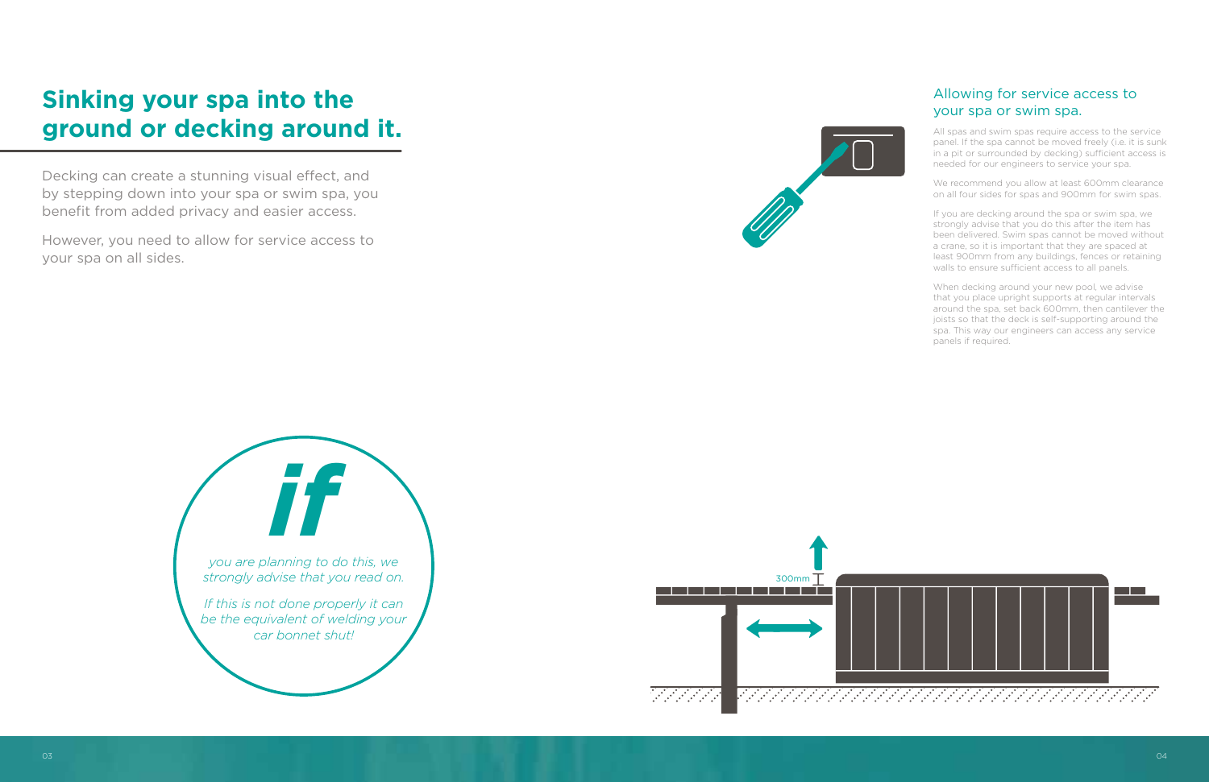# Sinking your spa into the ground or decking around it.

Decking can create a stunning visual effect, and by stepping down into your spa or swim spa, you benefit from added privacy and easier access.

However, you need to allow for service access to your spa on all sides.

***if***

*you are planning to do this, we strongly advise that you read on.*

*If this is not done properly it can be the equivalent of welding your car bonnet shut!*

## Allowing for service access to your spa or swim spa.

All spas and swim spas require access to the service panel. If the spa cannot be moved freely (i.e. it is sunk in a pit or surrounded by decking) sufficient access is needed for our engineers to service your spa.

We recommend you allow at least 600mm clearance on all four sides for spas and 900mm for swim spas.

If you are decking around the spa or swim spa, we strongly advise that you do this after the item has been delivered. Swim spas cannot be moved without a crane, so it is important that they are spaced at least 900mm from any buildings, fences or retaining walls to ensure sufficient access to all panels.

When decking around your new pool, we advise that you place upright supports at regular intervals around the spa, set back 600mm, then cantilever the joists so that the deck is self-supporting around the spa. This way our engineers can access any service panels if required.

300mm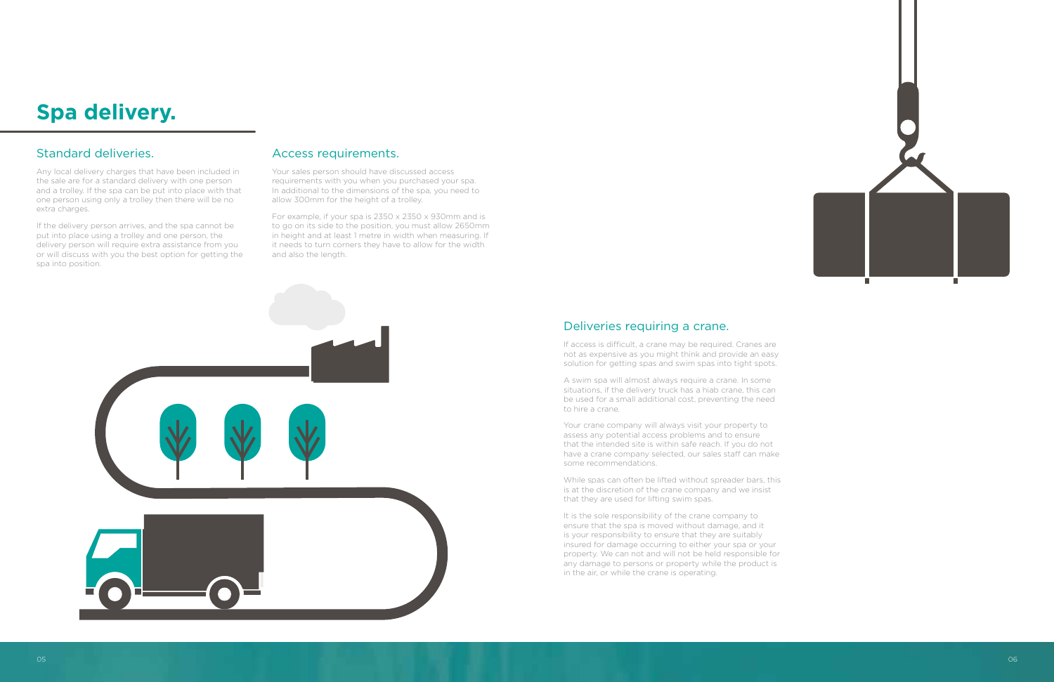# Spa delivery.

## Standard deliveries.

Any local delivery charges that have been included in the sale are for a standard delivery with one person and a trolley. If the spa can be put into place with that one person using only a trolley then there will be no extra charges.

If the delivery person arrives, and the spa cannot be put into place using a trolley and one person, the delivery person will require extra assistance from you or will discuss with you the best option for getting the spa into position.

## Access requirements.

Your sales person should have discussed access requirements with you when you purchased your spa. In additional to the dimensions of the spa, you need to allow 300mm for the height of a trolley.

For example, if your spa is 2350 x 2350 x 930mm and is to go on its side to the position, you must allow 2650mm in height and at least 1 metre in width when measuring. If it needs to turn corners they have to allow for the width and also the length.

## Deliveries requiring a crane.

If access is difficult, a crane may be required. Cranes are not as expensive as you might think and provide an easy solution for getting spas and swim spas into tight spots.

A swim spa will almost always require a crane. In some situations, if the delivery truck has a hiab crane, this can be used for a small additional cost, preventing the need to hire a crane.

Your crane company will always visit your property to assess any potential access problems and to ensure that the intended site is within safe reach. If you do not have a crane company selected, our sales staff can make some recommendations.

While spas can often be lifted without spreader bars, this is at the discretion of the crane company and we insist that they are used for lifting swim spas.

It is the sole responsibility of the crane company to ensure that the spa is moved without damage, and it is your responsibility to ensure that they are suitably insured for damage occurring to either your spa or your property. We can not and will not be held responsible for any damage to persons or property while the product is in the air, or while the crane is operating.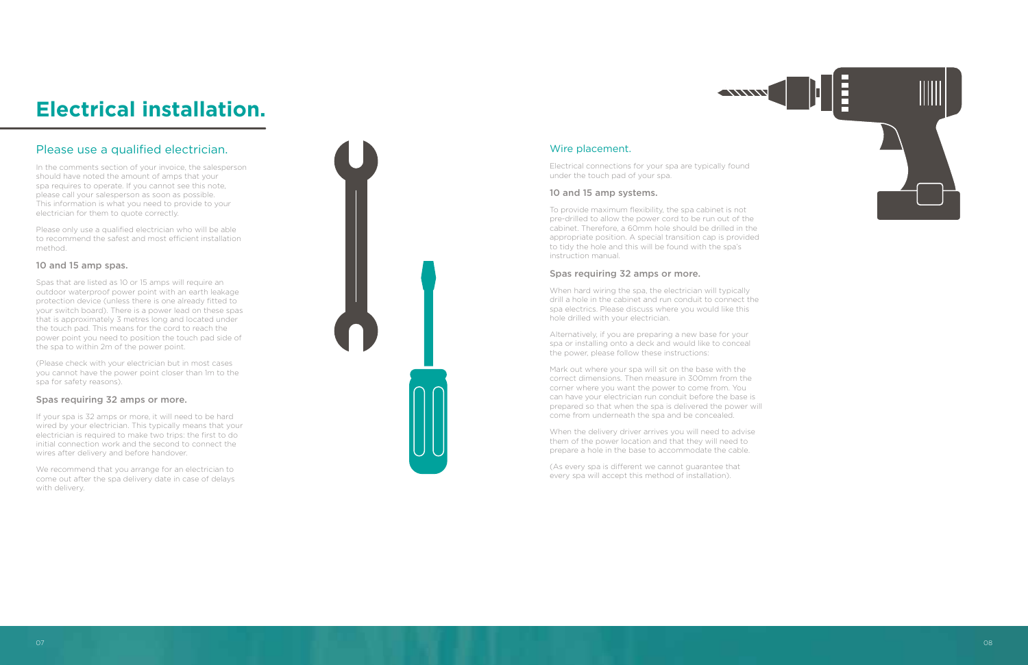# Electrical installation.

## Please use a qualified electrician.

In the comments section of your invoice, the salesperson should have noted the amount of amps that your spa requires to operate. If you cannot see this note, please call your salesperson as soon as possible. This information is what you need to provide to your electrician for them to quote correctly.

Please only use a qualified electrician who will be able to recommend the safest and most efficient installation method.

### 10 and 15 amp spas.

Spas that are listed as 10 or 15 amps will require an outdoor waterproof power point with an earth leakage protection device (unless there is one already fitted to your switch board). There is a power lead on these spas that is approximately 3 metres long and located under the touch pad. This means for the cord to reach the power point you need to position the touch pad side of the spa to within 2m of the power point.

(Please check with your electrician but in most cases you cannot have the power point closer than 1m to the spa for safety reasons).

### Spas requiring 32 amps or more.

If your spa is 32 amps or more, it will need to be hard wired by your electrician. This typically means that your electrician is required to make two trips: the first to do initial connection work and the second to connect the wires after delivery and before handover.

We recommend that you arrange for an electrician to come out after the spa delivery date in case of delays with delivery.

## Wire placement.

Electrical connections for your spa are typically found under the touch pad of your spa.

### 10 and 15 amp systems.

To provide maximum flexibility, the spa cabinet is not pre-drilled to allow the power cord to be run out of the cabinet. Therefore, a 60mm hole should be drilled in the appropriate position. A special transition cap is provided to tidy the hole and this will be found with the spa's instruction manual.

### Spas requiring 32 amps or more.

When hard wiring the spa, the electrician will typically drill a hole in the cabinet and run conduit to connect the spa electrics. Please discuss where you would like this hole drilled with your electrician.

Alternatively, if you are preparing a new base for your spa or installing onto a deck and would like to conceal the power, please follow these instructions:

Mark out where your spa will sit on the base with the correct dimensions. Then measure in 300mm from the corner where you want the power to come from. You can have your electrician run conduit before the base is prepared so that when the spa is delivered the power will come from underneath the spa and be concealed.

When the delivery driver arrives you will need to advise them of the power location and that they will need to prepare a hole in the base to accommodate the cable.

(As every spa is different we cannot guarantee that every spa will accept this method of installation).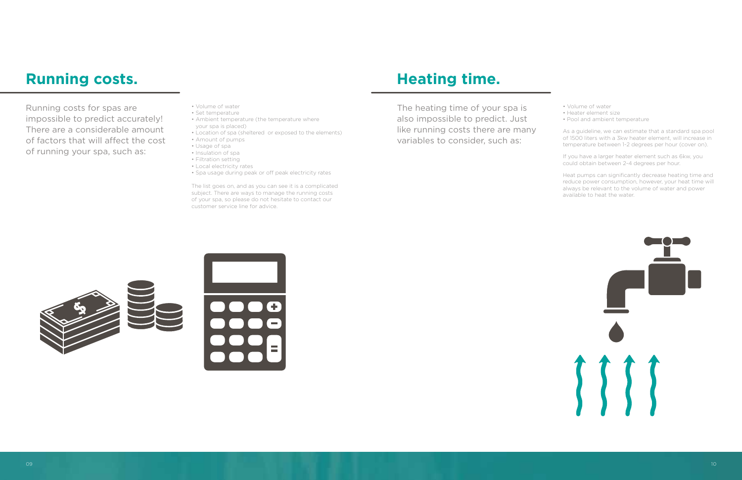## Running costs.

Running costs for spas are impossible to predict accurately! There are a considerable amount of factors that will affect the cost of running your spa, such as:

- Volume of water
- Set temperature
- Ambient temperature (the temperature where your spa is placed)
- Location of spa (sheltered or exposed to the elements)
- Amount of pumps
- Usage of spa
- Insulation of spa
- Filtration setting
- Local electricity rates
- Spa usage during peak or off peak electricity rates

The list goes on, and as you can see it is a complicated subject. There are ways to manage the running costs of your spa, so please do not hesitate to contact our customer service line for advice.

## Heating time.

The heating time of your spa is also impossible to predict. Just like running costs there are many variables to consider, such as:

- Volume of water
- Heater element size
- Pool and ambient temperature

As a guideline, we can estimate that a standard spa pool of 1500 liters with a 3kw heater element, will increase in temperature between 1-2 degrees per hour (cover on).

If you have a larger heater element such as 6kw, you could obtain between 2-4 degrees per hour.

Heat pumps can significantly decrease heating time and reduce power consumption, however, your heat time will always be relevant to the volume of water and power available to heat the water.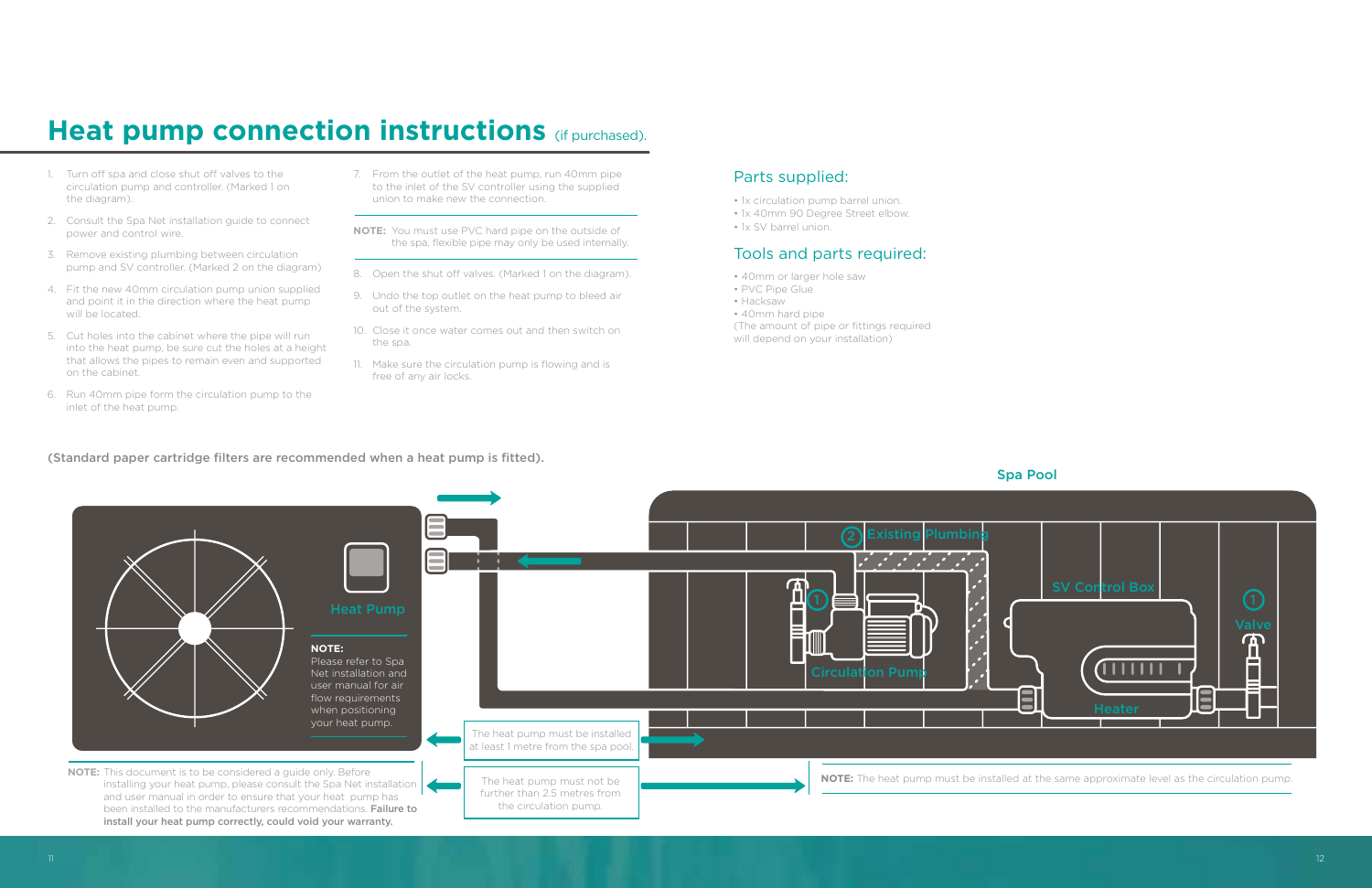# Heat pump connection instructions (if purchased).

1. Turn off spa and close shut off valves to the circulation pump and controller. (Marked 1 on the diagram).
2. Consult the Spa Net installation guide to connect power and control wire.
3. Remove existing plumbing between circulation pump and SV controller. (Marked 2 on the diagram)
4. Fit the new 40mm circulation pump union supplied and point it in the direction where the heat pump will be located.
5. Cut holes into the cabinet where the pipe will run into the heat pump, be sure cut the holes at a height that allows the pipes to remain even and supported on the cabinet.
6. Run 40mm pipe form the circulation pump to the inlet of the heat pump.
7. From the outlet of the heat pump, run 40mm pipe to the inlet of the SV controller using the supplied union to make new the connection.

**NOTE:** You must use PVC hard pipe on the outside of the spa, flexible pipe may only be used internally.

8. Open the shut off valves. (Marked 1 on the diagram).
9. Undo the top outlet on the heat pump to bleed air out of the system.
10. Close it once water comes out and then switch on the spa.
11. Make sure the circulation pump is flowing and is free of any air locks.

## Parts supplied:

- 1x circulation pump barrel union.
- 1x 40mm 90 Degree Street elbow.
- 1x SV barrel union.

## Tools and parts required:

- 40mm or larger hole saw
- PVC Pipe Glue
- Hacksaw
- 40mm hard pipe

(The amount of pipe or fittings required will depend on your installation)

**(Standard paper cartridge filters are recommended when a heat pump is fitted).**

Spa Pool

Heat Pump

**NOTE:**
Please refer to Spa Net installation and user manual for air flow requirements when positioning your heat pump.

2 Existing Plumbing

1

SV Control Box

1 Valve

Circulation Pump

Heater

The heat pump must be installed at least 1 metre from the spa pool.

The heat pump must not be further than 2.5 metres from the circulation pump.

**NOTE:** This document is to be considered a guide only. Before installing your heat pump, please consult the Spa Net installation and user manual in order to ensure that your heat pump has been installed to the manufacturers recommendations. **Failure to install your heat pump correctly, could void your warranty.**

**NOTE:** The heat pump must be installed at the same approximate level as the circulation pump.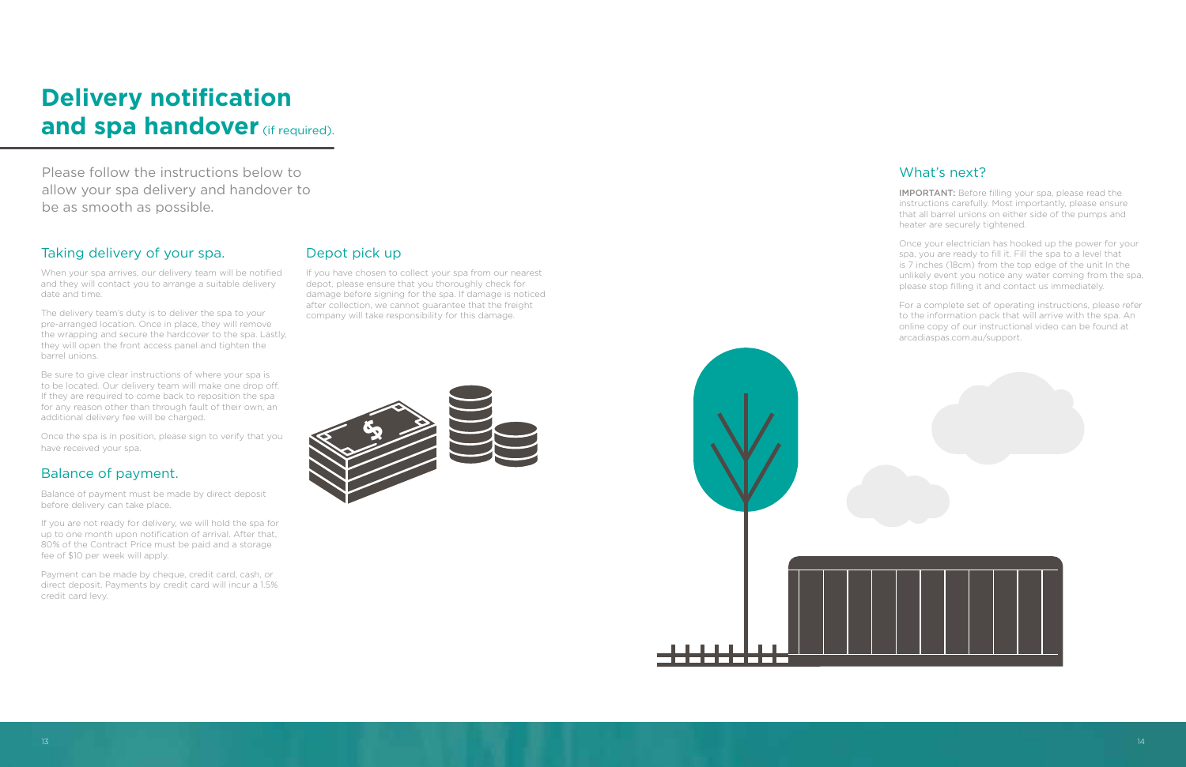# Delivery notification and spa handover (if required).

Please follow the instructions below to allow your spa delivery and handover to be as smooth as possible.

## Taking delivery of your spa.

When your spa arrives, our delivery team will be notified and they will contact you to arrange a suitable delivery date and time.

The delivery team's duty is to deliver the spa to your pre-arranged location. Once in place, they will remove the wrapping and secure the hardcover to the spa. Lastly, they will open the front access panel and tighten the barrel unions.

Be sure to give clear instructions of where your spa is to be located. Our delivery team will make one drop off. If they are required to come back to reposition the spa for any reason other than through fault of their own, an additional delivery fee will be charged.

Once the spa is in position, please sign to verify that you have received your spa.

## Balance of payment.

Balance of payment must be made by direct deposit before delivery can take place.

If you are not ready for delivery, we will hold the spa for up to one month upon notification of arrival. After that, 80% of the Contract Price must be paid and a storage fee of $10 per week will apply.

Payment can be made by cheque, credit card, cash, or direct deposit. Payments by credit card will incur a 1.5% credit card levy.

## Depot pick up

If you have chosen to collect your spa from our nearest depot, please ensure that you thoroughly check for damage before signing for the spa. If damage is noticed after collection, we cannot guarantee that the freight company will take responsibility for this damage.

## What's next?

**IMPORTANT:** Before filling your spa, please read the instructions carefully. Most importantly, please ensure that all barrel unions on either side of the pumps and heater are securely tightened.

Once your electrician has hooked up the power for your spa, you are ready to fill it. Fill the spa to a level that is 7 inches (18cm) from the top edge of the unit In the unlikely event you notice any water coming from the spa, please stop filling it and contact us immediately.

For a complete set of operating instructions, please refer to the information pack that will arrive with the spa. An online copy of our instructional video can be found at arcadiaspas.com.au/support.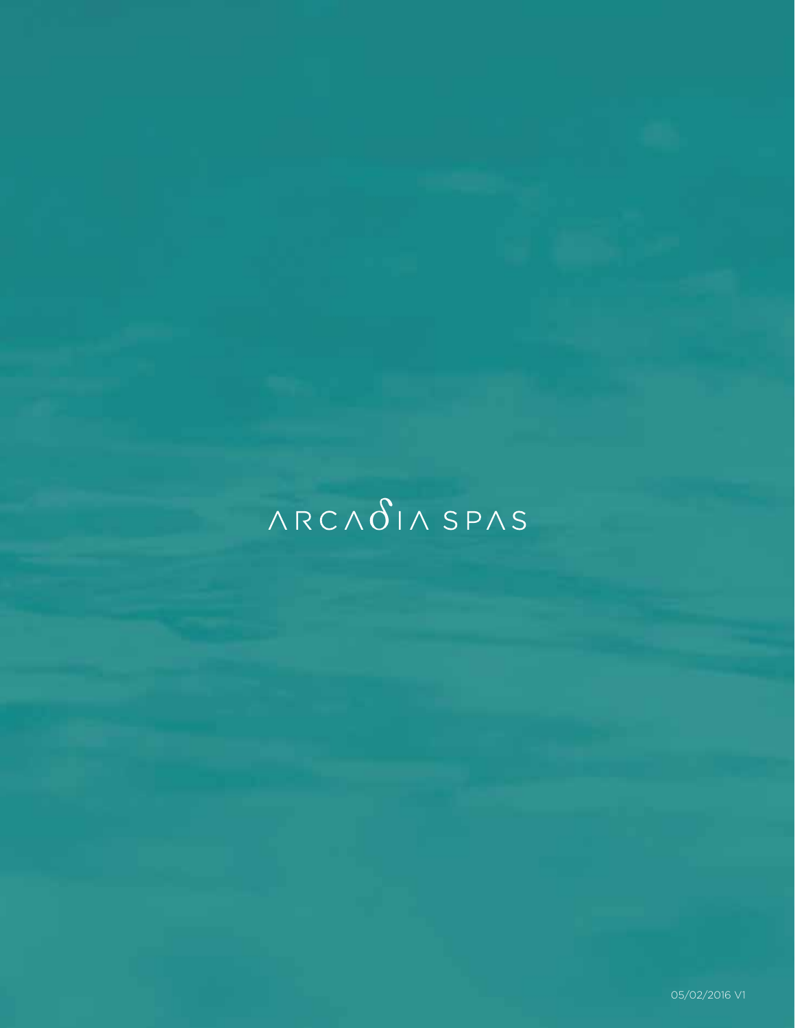ARCADIA SPAS

05/02/2016 V1